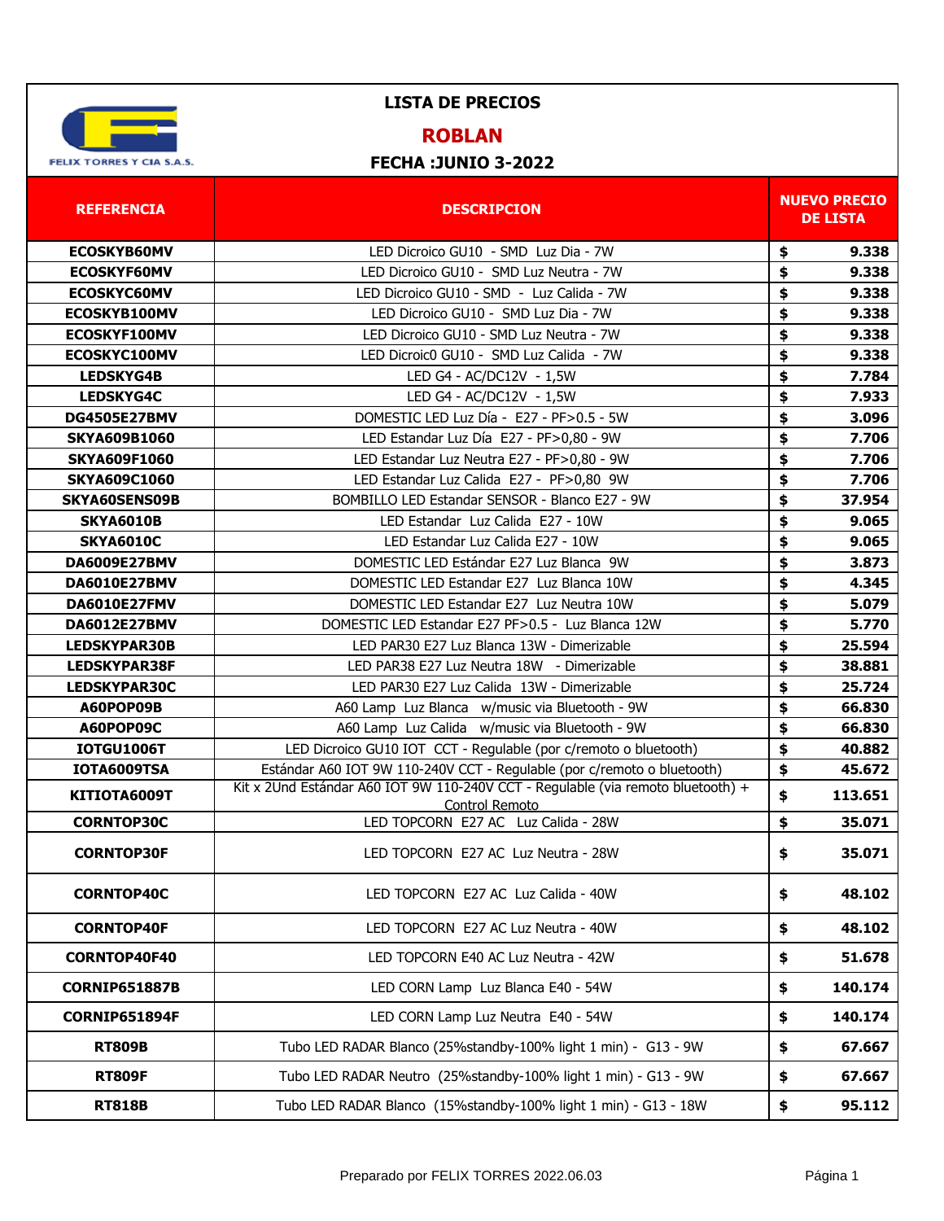FELIX TORRES Y CIA S.A.S.

# LISTA DE PRECIOS

## ROBLAN

**FECHA :JUNIO 3-2022**

| REFERENCIA | DESCRIPCION | NUEVO PRECIO DE LISTA |
|---|---|---|
| **ECOSKYB60MV** | LED Dicroico GU10 - SMD Luz Dia - 7W | **$ 9.338** |
| **ECOSKYF60MV** | LED Dicroico GU10 - SMD Luz Neutra - 7W | **$ 9.338** |
| **ECOSKYC60MV** | LED Dicroico GU10 - SMD - Luz Calida - 7W | **$ 9.338** |
| **ECOSKYB100MV** | LED Dicroico GU10 - SMD Luz Dia - 7W | **$ 9.338** |
| **ECOSKYF100MV** | LED Dicroico GU10 - SMD Luz Neutra - 7W | **$ 9.338** |
| **ECOSKYC100MV** | LED Dicroic0 GU10 - SMD Luz Calida - 7W | **$ 9.338** |
| **LEDSKYG4B** | LED G4 - AC/DC12V - 1,5W | **$ 7.784** |
| **LEDSKYG4C** | LED G4 - AC/DC12V - 1,5W | **$ 7.933** |
| **DG4505E27BMV** | DOMESTIC LED Luz Día - E27 - PF>0.5 - 5W | **$ 3.096** |
| **SKYA609B1060** | LED Estandar Luz Día E27 - PF>0,80 - 9W | **$ 7.706** |
| **SKYA609F1060** | LED Estandar Luz Neutra E27 - PF>0,80 - 9W | **$ 7.706** |
| **SKYA609C1060** | LED Estandar Luz Calida E27 - PF>0,80 9W | **$ 7.706** |
| **SKYA60SENS09B** | BOMBILLO LED Estandar SENSOR - Blanco E27 - 9W | **$ 37.954** |
| **SKYA6010B** | LED Estandar Luz Calida E27 - 10W | **$ 9.065** |
| **SKYA6010C** | LED Estandar Luz Calida E27 - 10W | **$ 9.065** |
| **DA6009E27BMV** | DOMESTIC LED Estándar E27 Luz Blanca 9W | **$ 3.873** |
| **DA6010E27BMV** | DOMESTIC LED Estandar E27 Luz Blanca 10W | **$ 4.345** |
| **DA6010E27FMV** | DOMESTIC LED Estandar E27 Luz Neutra 10W | **$ 5.079** |
| **DA6012E27BMV** | DOMESTIC LED Estandar E27 PF>0.5 - Luz Blanca 12W | **$ 5.770** |
| **LEDSKYPAR30B** | LED PAR30 E27 Luz Blanca 13W - Dimerizable | **$ 25.594** |
| **LEDSKYPAR38F** | LED PAR38 E27 Luz Neutra 18W - Dimerizable | **$ 38.881** |
| **LEDSKYPAR30C** | LED PAR30 E27 Luz Calida 13W - Dimerizable | **$ 25.724** |
| **A60POP09B** | A60 Lamp Luz Blanca w/music via Bluetooth - 9W | **$ 66.830** |
| **A60POP09C** | A60 Lamp Luz Calida w/music via Bluetooth - 9W | **$ 66.830** |
| **IOTGU1006T** | LED Dicroico GU10 IOT CCT - Regulable (por c/remoto o bluetooth) | **$ 40.882** |
| **IOTA6009TSA** | Estándar A60 IOT 9W 110-240V CCT - Regulable (por c/remoto o bluetooth) | **$ 45.672** |
| **KITIOTA6009T** | Kit x 2Und Estándar A60 IOT 9W 110-240V CCT - Regulable (via remoto bluetooth) + Control Remoto | **$ 113.651** |
| **CORNTOP30C** | LED TOPCORN E27 AC Luz Calida - 28W | **$ 35.071** |
| **CORNTOP30F** | LED TOPCORN E27 AC Luz Neutra - 28W | **$ 35.071** |
| **CORNTOP40C** | LED TOPCORN E27 AC Luz Calida - 40W | **$ 48.102** |
| **CORNTOP40F** | LED TOPCORN E27 AC Luz Neutra - 40W | **$ 48.102** |
| **CORNTOP40F40** | LED TOPCORN E40 AC Luz Neutra - 42W | **$ 51.678** |
| **CORNIP651887B** | LED CORN Lamp Luz Blanca E40 - 54W | **$ 140.174** |
| **CORNIP651894F** | LED CORN Lamp Luz Neutra E40 - 54W | **$ 140.174** |
| **RT809B** | Tubo LED RADAR Blanco (25%standby-100% light 1 min) - G13 - 9W | **$ 67.667** |
| **RT809F** | Tubo LED RADAR Neutro (25%standby-100% light 1 min) - G13 - 9W | **$ 67.667** |
| **RT818B** | Tubo LED RADAR Blanco (15%standby-100% light 1 min) - G13 - 18W | **$ 95.112** |

Preparado por FELIX TORRES 2022.06.03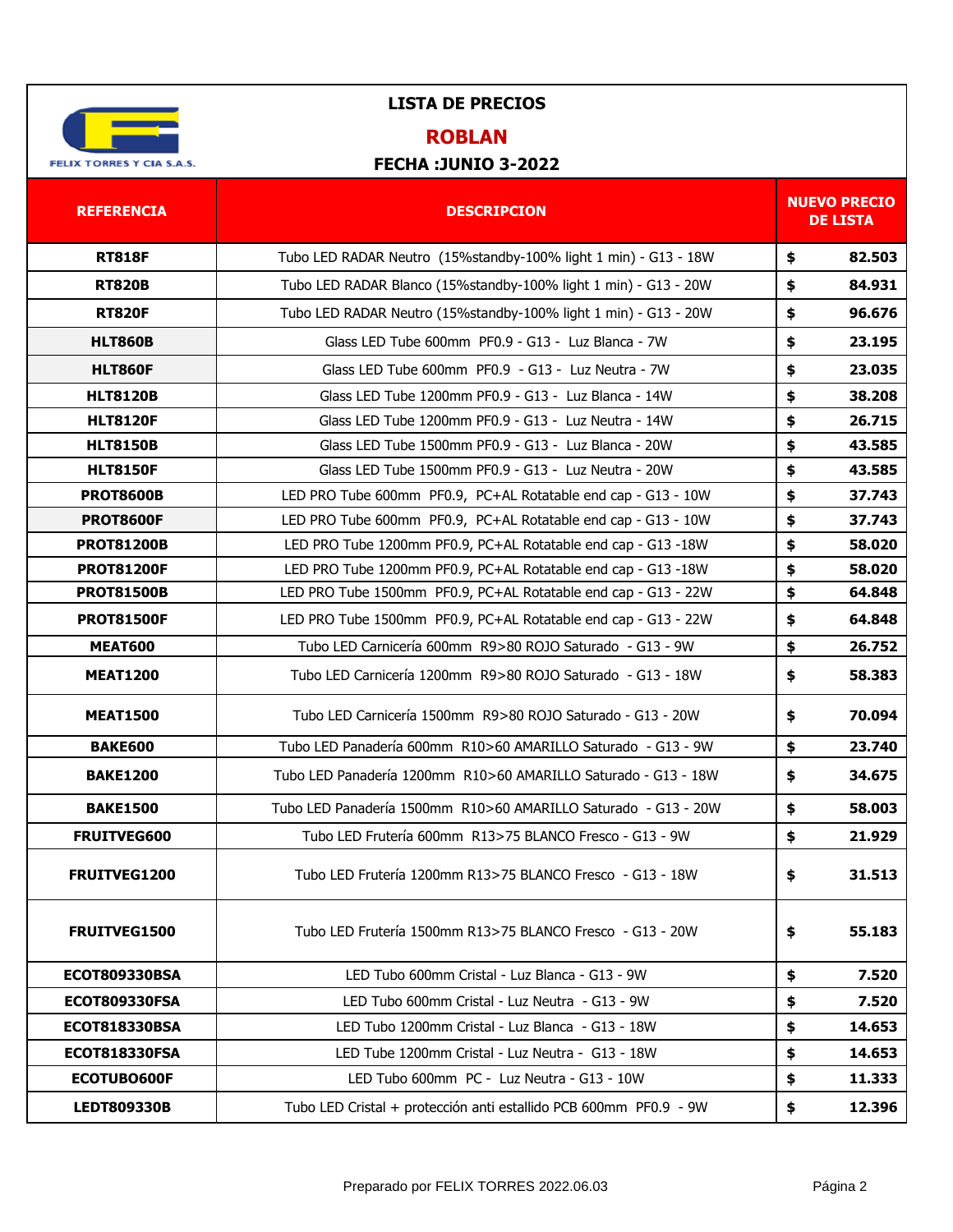FELIX TORRES Y CIA S.A.S.

# LISTA DE PRECIOS

## ROBLAN

### FECHA :JUNIO 3-2022

| REFERENCIA | DESCRIPCION | NUEVO PRECIO DE LISTA |
|---|---|---|
| RT818F | Tubo LED RADAR Neutro (15%standby-100% light 1 min) - G13 - 18W | $ 82.503 |
| RT820B | Tubo LED RADAR Blanco (15%standby-100% light 1 min) - G13 - 20W | $ 84.931 |
| RT820F | Tubo LED RADAR Neutro (15%standby-100% light 1 min) - G13 - 20W | $ 96.676 |
| HLT860B | Glass LED Tube 600mm PF0.9 - G13 - Luz Blanca - 7W | $ 23.195 |
| HLT860F | Glass LED Tube 600mm PF0.9 - G13 - Luz Neutra - 7W | $ 23.035 |
| HLT8120B | Glass LED Tube 1200mm PF0.9 - G13 - Luz Blanca - 14W | $ 38.208 |
| HLT8120F | Glass LED Tube 1200mm PF0.9 - G13 - Luz Neutra - 14W | $ 26.715 |
| HLT8150B | Glass LED Tube 1500mm PF0.9 - G13 - Luz Blanca - 20W | $ 43.585 |
| HLT8150F | Glass LED Tube 1500mm PF0.9 - G13 - Luz Neutra - 20W | $ 43.585 |
| PROT8600B | LED PRO Tube 600mm PF0.9, PC+AL Rotatable end cap - G13 - 10W | $ 37.743 |
| PROT8600F | LED PRO Tube 600mm PF0.9, PC+AL Rotatable end cap - G13 - 10W | $ 37.743 |
| PROT81200B | LED PRO Tube 1200mm PF0.9, PC+AL Rotatable end cap - G13 -18W | $ 58.020 |
| PROT81200F | LED PRO Tube 1200mm PF0.9, PC+AL Rotatable end cap - G13 -18W | $ 58.020 |
| PROT81500B | LED PRO Tube 1500mm PF0.9, PC+AL Rotatable end cap - G13 - 22W | $ 64.848 |
| PROT81500F | LED PRO Tube 1500mm PF0.9, PC+AL Rotatable end cap - G13 - 22W | $ 64.848 |
| MEAT600 | Tubo LED Carnicería 600mm R9>80 ROJO Saturado - G13 - 9W | $ 26.752 |
| MEAT1200 | Tubo LED Carnicería 1200mm R9>80 ROJO Saturado - G13 - 18W | $ 58.383 |
| MEAT1500 | Tubo LED Carnicería 1500mm R9>80 ROJO Saturado - G13 - 20W | $ 70.094 |
| BAKE600 | Tubo LED Panadería 600mm R10>60 AMARILLO Saturado - G13 - 9W | $ 23.740 |
| BAKE1200 | Tubo LED Panadería 1200mm R10>60 AMARILLO Saturado - G13 - 18W | $ 34.675 |
| BAKE1500 | Tubo LED Panadería 1500mm R10>60 AMARILLO Saturado - G13 - 20W | $ 58.003 |
| FRUITVEG600 | Tubo LED Frutería 600mm R13>75 BLANCO Fresco - G13 - 9W | $ 21.929 |
| FRUITVEG1200 | Tubo LED Frutería 1200mm R13>75 BLANCO Fresco - G13 - 18W | $ 31.513 |
| FRUITVEG1500 | Tubo LED Frutería 1500mm R13>75 BLANCO Fresco - G13 - 20W | $ 55.183 |
| ECOT809330BSA | LED Tubo 600mm Cristal - Luz Blanca - G13 - 9W | $ 7.520 |
| ECOT809330FSA | LED Tubo 600mm Cristal - Luz Neutra - G13 - 9W | $ 7.520 |
| ECOT818330BSA | LED Tubo 1200mm Cristal - Luz Blanca - G13 - 18W | $ 14.653 |
| ECOT818330FSA | LED Tube 1200mm Cristal - Luz Neutra - G13 - 18W | $ 14.653 |
| ECOTUBO600F | LED Tubo 600mm PC - Luz Neutra - G13 - 10W | $ 11.333 |
| LEDT809330B | Tubo LED Cristal + protección anti estallido PCB 600mm PF0.9 - 9W | $ 12.396 |

Preparado por FELIX TORRES 2022.06.03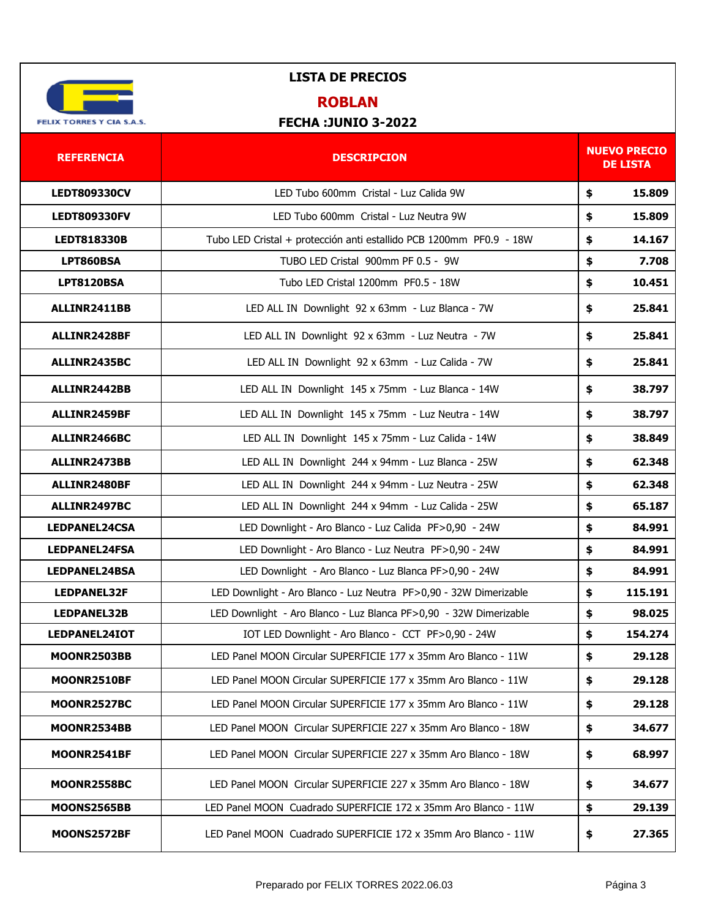FELIX TORRES Y CIA S.A.S.

# LISTA DE PRECIOS

## ROBLAN

### FECHA :JUNIO 3-2022

| REFERENCIA | DESCRIPCION | NUEVO PRECIO DE LISTA | |
|---|---|---|---|
| LEDT809330CV | LED Tubo 600mm Cristal - Luz Calida 9W | $ | 15.809 |
| LEDT809330FV | LED Tubo 600mm Cristal - Luz Neutra 9W | $ | 15.809 |
| LEDT818330B | Tubo LED Cristal + protección anti estallido PCB 1200mm PF0.9 - 18W | $ | 14.167 |
| LPT860BSA | TUBO LED Cristal 900mm PF 0.5 - 9W | $ | 7.708 |
| LPT8120BSA | Tubo LED Cristal 1200mm PF0.5 - 18W | $ | 10.451 |
| ALLINR2411BB | LED ALL IN Downlight 92 x 63mm - Luz Blanca - 7W | $ | 25.841 |
| ALLINR2428BF | LED ALL IN Downlight 92 x 63mm - Luz Neutra - 7W | $ | 25.841 |
| ALLINR2435BC | LED ALL IN Downlight 92 x 63mm - Luz Calida - 7W | $ | 25.841 |
| ALLINR2442BB | LED ALL IN Downlight 145 x 75mm - Luz Blanca - 14W | $ | 38.797 |
| ALLINR2459BF | LED ALL IN Downlight 145 x 75mm - Luz Neutra - 14W | $ | 38.797 |
| ALLINR2466BC | LED ALL IN Downlight 145 x 75mm - Luz Calida - 14W | $ | 38.849 |
| ALLINR2473BB | LED ALL IN Downlight 244 x 94mm - Luz Blanca - 25W | $ | 62.348 |
| ALLINR2480BF | LED ALL IN Downlight 244 x 94mm - Luz Neutra - 25W | $ | 62.348 |
| ALLINR2497BC | LED ALL IN Downlight 244 x 94mm - Luz Calida - 25W | $ | 65.187 |
| LEDPANEL24CSA | LED Downlight - Aro Blanco - Luz Calida PF>0,90 - 24W | $ | 84.991 |
| LEDPANEL24FSA | LED Downlight - Aro Blanco - Luz Neutra PF>0,90 - 24W | $ | 84.991 |
| LEDPANEL24BSA | LED Downlight - Aro Blanco - Luz Blanca PF>0,90 - 24W | $ | 84.991 |
| LEDPANEL32F | LED Downlight - Aro Blanco - Luz Neutra PF>0,90 - 32W Dimerizable | $ | 115.191 |
| LEDPANEL32B | LED Downlight - Aro Blanco - Luz Blanca PF>0,90 - 32W Dimerizable | $ | 98.025 |
| LEDPANEL24IOT | IOT LED Downlight - Aro Blanco - CCT PF>0,90 - 24W | $ | 154.274 |
| MOONR2503BB | LED Panel MOON Circular SUPERFICIE 177 x 35mm Aro Blanco - 11W | $ | 29.128 |
| MOONR2510BF | LED Panel MOON Circular SUPERFICIE 177 x 35mm Aro Blanco - 11W | $ | 29.128 |
| MOONR2527BC | LED Panel MOON Circular SUPERFICIE 177 x 35mm Aro Blanco - 11W | $ | 29.128 |
| MOONR2534BB | LED Panel MOON Circular SUPERFICIE 227 x 35mm Aro Blanco - 18W | $ | 34.677 |
| MOONR2541BF | LED Panel MOON Circular SUPERFICIE 227 x 35mm Aro Blanco - 18W | $ | 68.997 |
| MOONR2558BC | LED Panel MOON Circular SUPERFICIE 227 x 35mm Aro Blanco - 18W | $ | 34.677 |
| MOONS2565BB | LED Panel MOON Cuadrado SUPERFICIE 172 x 35mm Aro Blanco - 11W | $ | 29.139 |
| MOONS2572BF | LED Panel MOON Cuadrado SUPERFICIE 172 x 35mm Aro Blanco - 11W | $ | 27.365 |

Preparado por FELIX TORRES 2022.06.03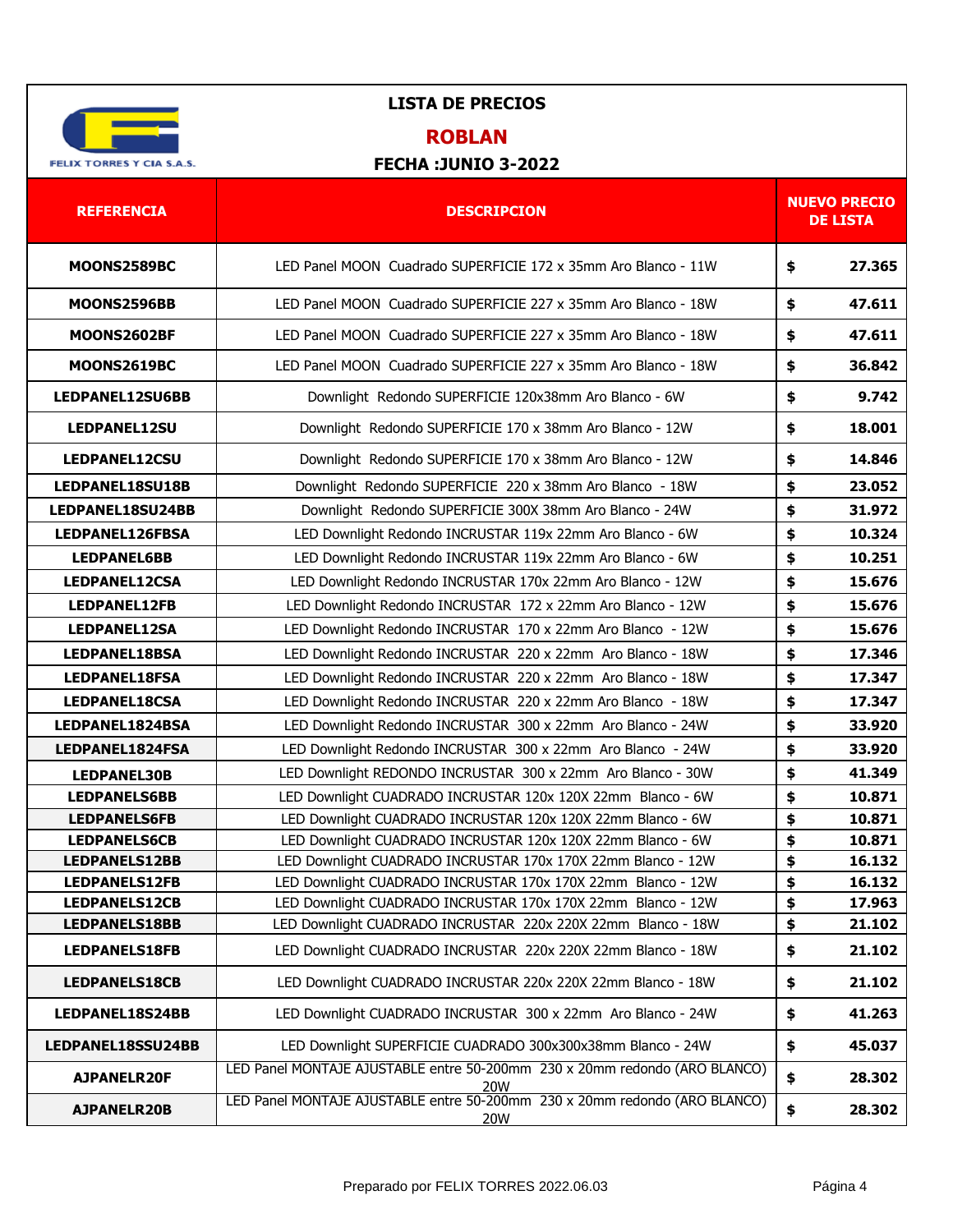FELIX TORRES Y CIA S.A.S.

# LISTA DE PRECIOS

## ROBLAN

**FECHA :JUNIO 3-2022**

| REFERENCIA | DESCRIPCION | NUEVO PRECIO DE LISTA |
|---|---|---|
| MOONS2589BC | LED Panel MOON Cuadrado SUPERFICIE 172 x 35mm Aro Blanco - 11W | $ 27.365 |
| MOONS2596BB | LED Panel MOON Cuadrado SUPERFICIE 227 x 35mm Aro Blanco - 18W | $ 47.611 |
| MOONS2602BF | LED Panel MOON Cuadrado SUPERFICIE 227 x 35mm Aro Blanco - 18W | $ 47.611 |
| MOONS2619BC | LED Panel MOON Cuadrado SUPERFICIE 227 x 35mm Aro Blanco - 18W | $ 36.842 |
| LEDPANEL12SU6BB | Downlight Redondo SUPERFICIE 120x38mm Aro Blanco - 6W | $ 9.742 |
| LEDPANEL12SU | Downlight Redondo SUPERFICIE 170 x 38mm Aro Blanco - 12W | $ 18.001 |
| LEDPANEL12CSU | Downlight Redondo SUPERFICIE 170 x 38mm Aro Blanco - 12W | $ 14.846 |
| LEDPANEL18SU18B | Downlight Redondo SUPERFICIE 220 x 38mm Aro Blanco - 18W | $ 23.052 |
| LEDPANEL18SU24BB | Downlight Redondo SUPERFICIE 300X 38mm Aro Blanco - 24W | $ 31.972 |
| LEDPANEL126FBSA | LED Downlight Redondo INCRUSTAR 119x 22mm Aro Blanco - 6W | $ 10.324 |
| LEDPANEL6BB | LED Downlight Redondo INCRUSTAR 119x 22mm Aro Blanco - 6W | $ 10.251 |
| LEDPANEL12CSA | LED Downlight Redondo INCRUSTAR 170x 22mm Aro Blanco - 12W | $ 15.676 |
| LEDPANEL12FB | LED Downlight Redondo INCRUSTAR 172 x 22mm Aro Blanco - 12W | $ 15.676 |
| LEDPANEL12SA | LED Downlight Redondo INCRUSTAR 170 x 22mm Aro Blanco - 12W | $ 15.676 |
| LEDPANEL18BSA | LED Downlight Redondo INCRUSTAR 220 x 22mm Aro Blanco - 18W | $ 17.346 |
| LEDPANEL18FSA | LED Downlight Redondo INCRUSTAR 220 x 22mm Aro Blanco - 18W | $ 17.347 |
| LEDPANEL18CSA | LED Downlight Redondo INCRUSTAR 220 x 22mm Aro Blanco - 18W | $ 17.347 |
| LEDPANEL1824BSA | LED Downlight Redondo INCRUSTAR 300 x 22mm Aro Blanco - 24W | $ 33.920 |
| LEDPANEL1824FSA | LED Downlight Redondo INCRUSTAR 300 x 22mm Aro Blanco - 24W | $ 33.920 |
| LEDPANEL30B | LED Downlight REDONDO INCRUSTAR 300 x 22mm Aro Blanco - 30W | $ 41.349 |
| LEDPANELS6BB | LED Downlight CUADRADO INCRUSTAR 120x 120X 22mm Blanco - 6W | $ 10.871 |
| LEDPANELS6FB | LED Downlight CUADRADO INCRUSTAR 120x 120X 22mm Blanco - 6W | $ 10.871 |
| LEDPANELS6CB | LED Downlight CUADRADO INCRUSTAR 120x 120X 22mm Blanco - 6W | $ 10.871 |
| LEDPANELS12BB | LED Downlight CUADRADO INCRUSTAR 170x 170X 22mm Blanco - 12W | $ 16.132 |
| LEDPANELS12FB | LED Downlight CUADRADO INCRUSTAR 170x 170X 22mm Blanco - 12W | $ 16.132 |
| LEDPANELS12CB | LED Downlight CUADRADO INCRUSTAR 170x 170X 22mm Blanco - 12W | $ 17.963 |
| LEDPANELS18BB | LED Downlight CUADRADO INCRUSTAR 220x 220X 22mm Blanco - 18W | $ 21.102 |
| LEDPANELS18FB | LED Downlight CUADRADO INCRUSTAR 220x 220X 22mm Blanco - 18W | $ 21.102 |
| LEDPANELS18CB | LED Downlight CUADRADO INCRUSTAR 220x 220X 22mm Blanco - 18W | $ 21.102 |
| LEDPANEL18S24BB | LED Downlight CUADRADO INCRUSTAR 300 x 22mm Aro Blanco - 24W | $ 41.263 |
| LEDPANEL18SSU24BB | LED Downlight SUPERFICIE CUADRADO 300x300x38mm Blanco - 24W | $ 45.037 |
| AJPANELR20F | LED Panel MONTAJE AJUSTABLE entre 50-200mm 230 x 20mm redondo (ARO BLANCO) 20W | $ 28.302 |
| AJPANELR20B | LED Panel MONTAJE AJUSTABLE entre 50-200mm 230 x 20mm redondo (ARO BLANCO) 20W | $ 28.302 |

Preparado por FELIX TORRES 2022.06.03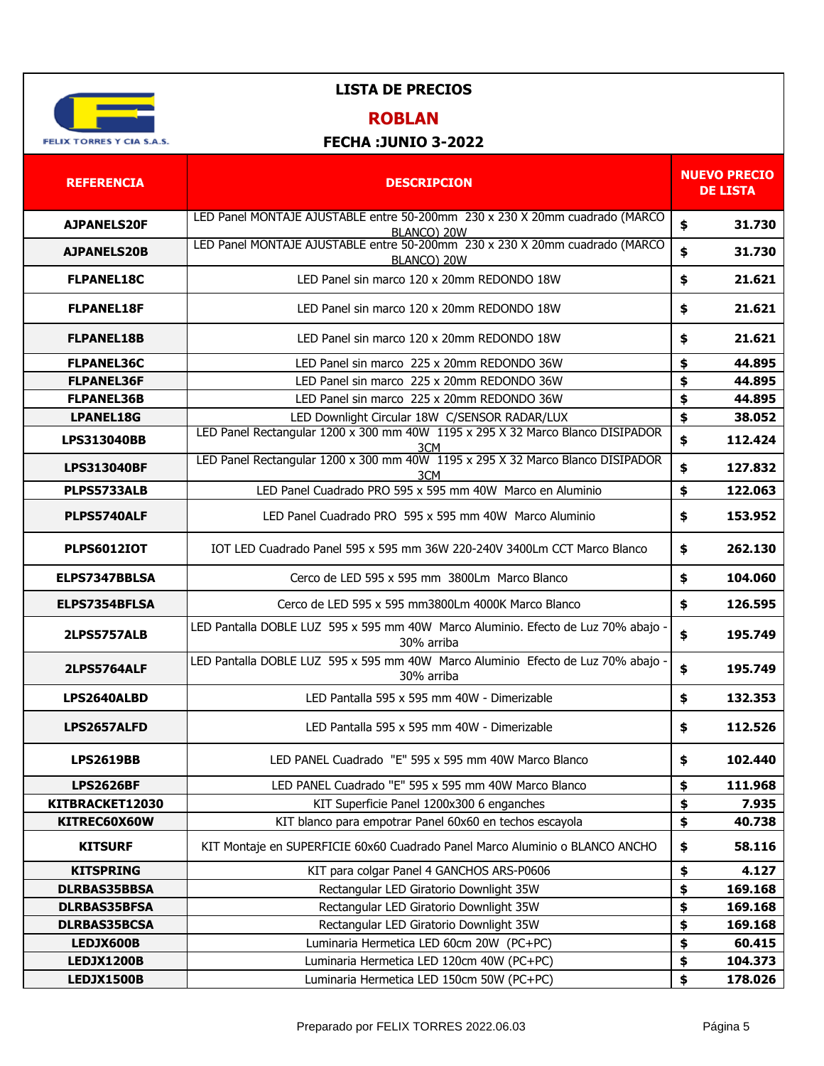FELIX TORRES Y CIA S.A.S.

# LISTA DE PRECIOS

## ROBLAN

### FECHA :JUNIO 3-2022

| REFERENCIA | DESCRIPCION | NUEVO PRECIO DE LISTA |
|---|---|---|
| AJPANELS20F | LED Panel MONTAJE AJUSTABLE entre 50-200mm 230 x 230 X 20mm cuadrado (MARCO BLANCO) 20W | $ 31.730 |
| AJPANELS20B | LED Panel MONTAJE AJUSTABLE entre 50-200mm 230 x 230 X 20mm cuadrado (MARCO BLANCO) 20W | $ 31.730 |
| FLPANEL18C | LED Panel sin marco 120 x 20mm REDONDO 18W | $ 21.621 |
| FLPANEL18F | LED Panel sin marco 120 x 20mm REDONDO 18W | $ 21.621 |
| FLPANEL18B | LED Panel sin marco 120 x 20mm REDONDO 18W | $ 21.621 |
| FLPANEL36C | LED Panel sin marco 225 x 20mm REDONDO 36W | $ 44.895 |
| FLPANEL36F | LED Panel sin marco 225 x 20mm REDONDO 36W | $ 44.895 |
| FLPANEL36B | LED Panel sin marco 225 x 20mm REDONDO 36W | $ 44.895 |
| LPANEL18G | LED Downlight Circular 18W C/SENSOR RADAR/LUX | $ 38.052 |
| LPS313040BB | LED Panel Rectangular 1200 x 300 mm 40W 1195 x 295 X 32 Marco Blanco DISIPADOR 3CM | $ 112.424 |
| LPS313040BF | LED Panel Rectangular 1200 x 300 mm 40W 1195 x 295 X 32 Marco Blanco DISIPADOR 3CM | $ 127.832 |
| PLPS5733ALB | LED Panel Cuadrado PRO 595 x 595 mm 40W Marco en Aluminio | $ 122.063 |
| PLPS5740ALF | LED Panel Cuadrado PRO 595 x 595 mm 40W Marco Aluminio | $ 153.952 |
| PLPS6012IOT | IOT LED Cuadrado Panel 595 x 595 mm 36W 220-240V 3400Lm CCT Marco Blanco | $ 262.130 |
| ELPS7347BBLSA | Cerco de LED 595 x 595 mm 3800Lm Marco Blanco | $ 104.060 |
| ELPS7354BFLSA | Cerco de LED 595 x 595 mm3800Lm 4000K Marco Blanco | $ 126.595 |
| 2LPS5757ALB | LED Pantalla DOBLE LUZ 595 x 595 mm 40W Marco Aluminio. Efecto de Luz 70% abajo - 30% arriba | $ 195.749 |
| 2LPS5764ALF | LED Pantalla DOBLE LUZ 595 x 595 mm 40W Marco Aluminio Efecto de Luz 70% abajo - 30% arriba | $ 195.749 |
| LPS2640ALBD | LED Pantalla 595 x 595 mm 40W - Dimerizable | $ 132.353 |
| LPS2657ALFD | LED Pantalla 595 x 595 mm 40W - Dimerizable | $ 112.526 |
| LPS2619BB | LED PANEL Cuadrado "E" 595 x 595 mm 40W Marco Blanco | $ 102.440 |
| LPS2626BF | LED PANEL Cuadrado "E" 595 x 595 mm 40W Marco Blanco | $ 111.968 |
| KITBRACKET12030 | KIT Superficie Panel 1200x300 6 enganches | $ 7.935 |
| KITREC60X60W | KIT blanco para empotrar Panel 60x60 en techos escayola | $ 40.738 |
| KITSURF | KIT Montaje en SUPERFICIE 60x60 Cuadrado Panel Marco Aluminio o BLANCO ANCHO | $ 58.116 |
| KITSPRING | KIT para colgar Panel 4 GANCHOS ARS-P0606 | $ 4.127 |
| DLRBAS35BBSA | Rectangular LED Giratorio Downlight 35W | $ 169.168 |
| DLRBAS35BFSA | Rectangular LED Giratorio Downlight 35W | $ 169.168 |
| DLRBAS35BCSA | Rectangular LED Giratorio Downlight 35W | $ 169.168 |
| LEDJX600B | Luminaria Hermetica LED 60cm 20W (PC+PC) | $ 60.415 |
| LEDJX1200B | Luminaria Hermetica LED 120cm 40W (PC+PC) | $ 104.373 |
| LEDJX1500B | Luminaria Hermetica LED 150cm 50W (PC+PC) | $ 178.026 |

Preparado por FELIX TORRES 2022.06.03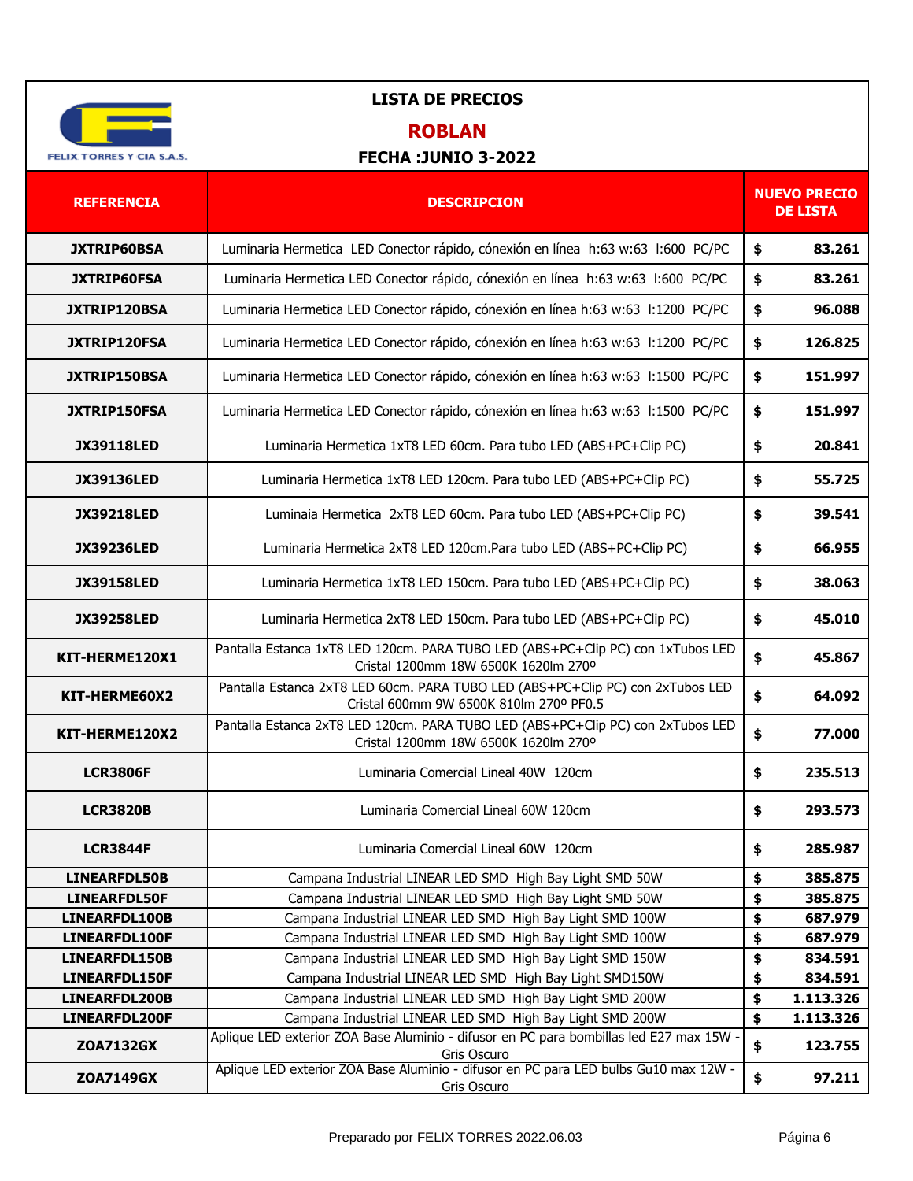FELIX TORRES Y CIA S.A.S.

# LISTA DE PRECIOS

## ROBLAN

### FECHA :JUNIO 3-2022

| REFERENCIA | DESCRIPCION | NUEVO PRECIO DE LISTA | |
|---|---|---|---|
| JXTRIP60BSA | Luminaria Hermetica LED Conector rápido, cónexión en línea h:63 w:63 l:600 PC/PC | $ | 83.261 |
| JXTRIP60FSA | Luminaria Hermetica LED Conector rápido, cónexión en línea h:63 w:63 l:600 PC/PC | $ | 83.261 |
| JXTRIP120BSA | Luminaria Hermetica LED Conector rápido, cónexión en línea h:63 w:63 l:1200 PC/PC | $ | 96.088 |
| JXTRIP120FSA | Luminaria Hermetica LED Conector rápido, cónexión en línea h:63 w:63 l:1200 PC/PC | $ | 126.825 |
| JXTRIP150BSA | Luminaria Hermetica LED Conector rápido, cónexión en línea h:63 w:63 l:1500 PC/PC | $ | 151.997 |
| JXTRIP150FSA | Luminaria Hermetica LED Conector rápido, cónexión en línea h:63 w:63 l:1500 PC/PC | $ | 151.997 |
| JX39118LED | Luminaria Hermetica 1xT8 LED 60cm. Para tubo LED (ABS+PC+Clip PC) | $ | 20.841 |
| JX39136LED | Luminaria Hermetica 1xT8 LED 120cm. Para tubo LED (ABS+PC+Clip PC) | $ | 55.725 |
| JX39218LED | Luminaia Hermetica 2xT8 LED 60cm. Para tubo LED (ABS+PC+Clip PC) | $ | 39.541 |
| JX39236LED | Luminaria Hermetica 2xT8 LED 120cm.Para tubo LED (ABS+PC+Clip PC) | $ | 66.955 |
| JX39158LED | Luminaria Hermetica 1xT8 LED 150cm. Para tubo LED (ABS+PC+Clip PC) | $ | 38.063 |
| JX39258LED | Luminaria Hermetica 2xT8 LED 150cm. Para tubo LED (ABS+PC+Clip PC) | $ | 45.010 |
| KIT-HERME120X1 | Pantalla Estanca 1xT8 LED 120cm. PARA TUBO LED (ABS+PC+Clip PC) con 1xTubos LED Cristal 1200mm 18W 6500K 1620lm 270º | $ | 45.867 |
| KIT-HERME60X2 | Pantalla Estanca 2xT8 LED 60cm. PARA TUBO LED (ABS+PC+Clip PC) con 2xTubos LED Cristal 600mm 9W 6500K 810lm 270º PF0.5 | $ | 64.092 |
| KIT-HERME120X2 | Pantalla Estanca 2xT8 LED 120cm. PARA TUBO LED (ABS+PC+Clip PC) con 2xTubos LED Cristal 1200mm 18W 6500K 1620lm 270º | $ | 77.000 |
| LCR3806F | Luminaria Comercial Lineal 40W 120cm | $ | 235.513 |
| LCR3820B | Luminaria Comercial Lineal 60W 120cm | $ | 293.573 |
| LCR3844F | Luminaria Comercial Lineal 60W 120cm | $ | 285.987 |
| LINEARFDL50B | Campana Industrial LINEAR LED SMD High Bay Light SMD 50W | $ | 385.875 |
| LINEARFDL50F | Campana Industrial LINEAR LED SMD High Bay Light SMD 50W | $ | 385.875 |
| LINEARFDL100B | Campana Industrial LINEAR LED SMD High Bay Light SMD 100W | $ | 687.979 |
| LINEARFDL100F | Campana Industrial LINEAR LED SMD High Bay Light SMD 100W | $ | 687.979 |
| LINEARFDL150B | Campana Industrial LINEAR LED SMD High Bay Light SMD 150W | $ | 834.591 |
| LINEARFDL150F | Campana Industrial LINEAR LED SMD High Bay Light SMD150W | $ | 834.591 |
| LINEARFDL200B | Campana Industrial LINEAR LED SMD High Bay Light SMD 200W | $ | 1.113.326 |
| LINEARFDL200F | Campana Industrial LINEAR LED SMD High Bay Light SMD 200W | $ | 1.113.326 |
| ZOA7132GX | Aplique LED exterior ZOA Base Aluminio - difusor en PC para bombillas led E27 max 15W - Gris Oscuro | $ | 123.755 |
| ZOA7149GX | Aplique LED exterior ZOA Base Aluminio - difusor en PC para LED bulbs Gu10 max 12W - Gris Oscuro | $ | 97.211 |

Preparado por FELIX TORRES 2022.06.03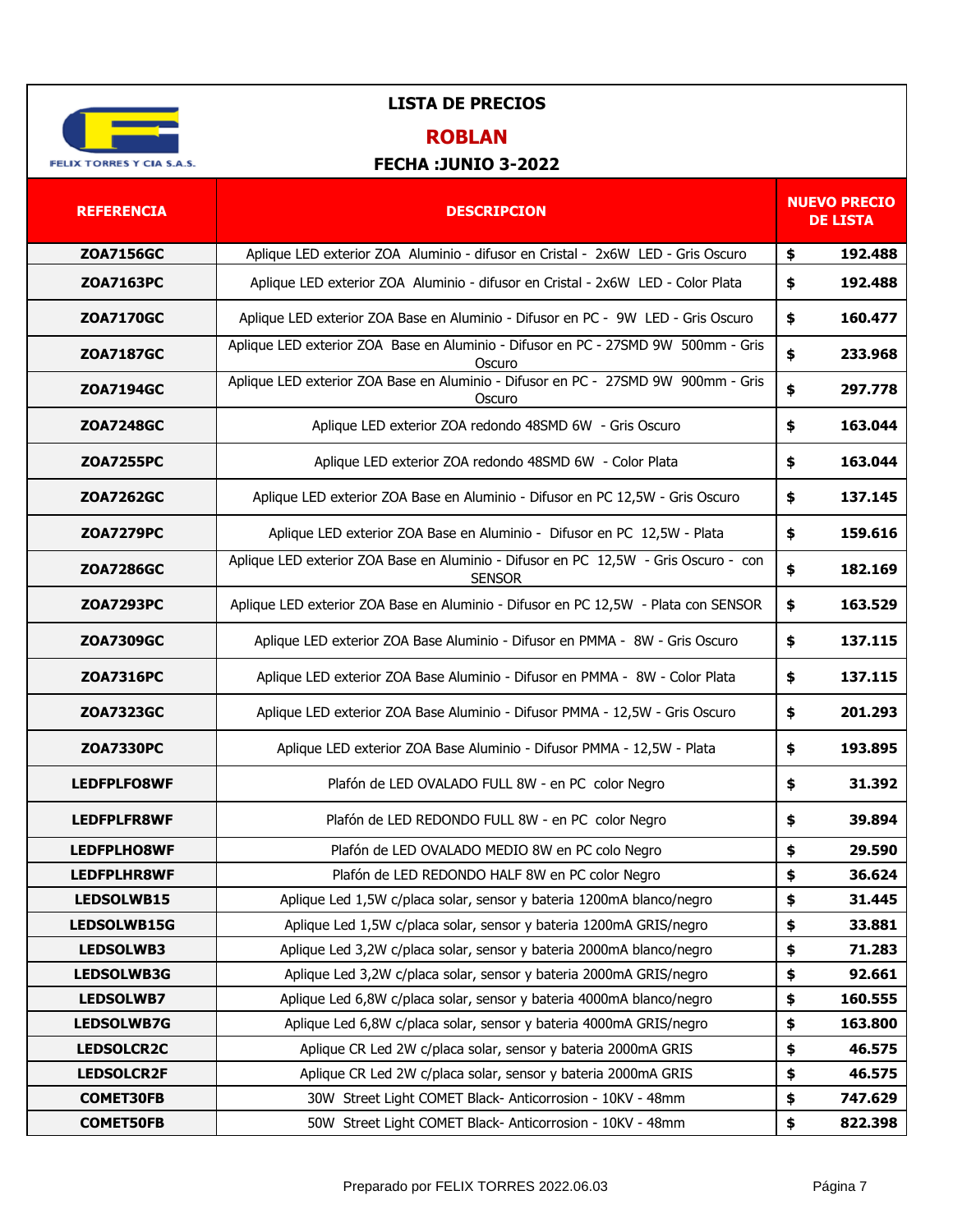FELIX TORRES Y CIA S.A.S.

# LISTA DE PRECIOS

## ROBLAN

### FECHA :JUNIO 3-2022

| REFERENCIA | DESCRIPCION | NUEVO PRECIO DE LISTA |
|---|---|---|
| **ZOA7156GC** | Aplique LED exterior ZOA Aluminio - difusor en Cristal - 2x6W LED - Gris Oscuro | $ **192.488** |
| **ZOA7163PC** | Aplique LED exterior ZOA Aluminio - difusor en Cristal - 2x6W LED - Color Plata | $ **192.488** |
| **ZOA7170GC** | Aplique LED exterior ZOA Base en Aluminio - Difusor en PC - 9W LED - Gris Oscuro | $ **160.477** |
| **ZOA7187GC** | Aplique LED exterior ZOA Base en Aluminio - Difusor en PC - 27SMD 9W 500mm - Gris Oscuro | $ **233.968** |
| **ZOA7194GC** | Aplique LED exterior ZOA Base en Aluminio - Difusor en PC - 27SMD 9W 900mm - Gris Oscuro | $ **297.778** |
| **ZOA7248GC** | Aplique LED exterior ZOA redondo 48SMD 6W - Gris Oscuro | $ **163.044** |
| **ZOA7255PC** | Aplique LED exterior ZOA redondo 48SMD 6W - Color Plata | $ **163.044** |
| **ZOA7262GC** | Aplique LED exterior ZOA Base en Aluminio - Difusor en PC 12,5W - Gris Oscuro | $ **137.145** |
| **ZOA7279PC** | Aplique LED exterior ZOA Base en Aluminio - Difusor en PC 12,5W - Plata | $ **159.616** |
| **ZOA7286GC** | Aplique LED exterior ZOA Base en Aluminio - Difusor en PC 12,5W - Gris Oscuro - con SENSOR | $ **182.169** |
| **ZOA7293PC** | Aplique LED exterior ZOA Base en Aluminio - Difusor en PC 12,5W - Plata con SENSOR | $ **163.529** |
| **ZOA7309GC** | Aplique LED exterior ZOA Base Aluminio - Difusor en PMMA - 8W - Gris Oscuro | $ **137.115** |
| **ZOA7316PC** | Aplique LED exterior ZOA Base Aluminio - Difusor en PMMA - 8W - Color Plata | $ **137.115** |
| **ZOA7323GC** | Aplique LED exterior ZOA Base Aluminio - Difusor PMMA - 12,5W - Gris Oscuro | $ **201.293** |
| **ZOA7330PC** | Aplique LED exterior ZOA Base Aluminio - Difusor PMMA - 12,5W - Plata | $ **193.895** |
| **LEDFPLFO8WF** | Plafón de LED OVALADO FULL 8W - en PC color Negro | $ **31.392** |
| **LEDFPLFR8WF** | Plafón de LED REDONDO FULL 8W - en PC color Negro | $ **39.894** |
| **LEDFPLHO8WF** | Plafón de LED OVALADO MEDIO 8W en PC colo Negro | $ **29.590** |
| **LEDFPLHR8WF** | Plafón de LED REDONDO HALF 8W en PC color Negro | $ **36.624** |
| **LEDSOLWB15** | Aplique Led 1,5W c/placa solar, sensor y bateria 1200mA blanco/negro | $ **31.445** |
| **LEDSOLWB15G** | Aplique Led 1,5W c/placa solar, sensor y bateria 1200mA GRIS/negro | $ **33.881** |
| **LEDSOLWB3** | Aplique Led 3,2W c/placa solar, sensor y bateria 2000mA blanco/negro | $ **71.283** |
| **LEDSOLWB3G** | Aplique Led 3,2W c/placa solar, sensor y bateria 2000mA GRIS/negro | $ **92.661** |
| **LEDSOLWB7** | Aplique Led 6,8W c/placa solar, sensor y bateria 4000mA blanco/negro | $ **160.555** |
| **LEDSOLWB7G** | Aplique Led 6,8W c/placa solar, sensor y bateria 4000mA GRIS/negro | $ **163.800** |
| **LEDSOLCR2C** | Aplique CR Led 2W c/placa solar, sensor y bateria 2000mA GRIS | $ **46.575** |
| **LEDSOLCR2F** | Aplique CR Led 2W c/placa solar, sensor y bateria 2000mA GRIS | $ **46.575** |
| **COMET30FB** | 30W Street Light COMET Black- Anticorrosion - 10KV - 48mm | $ **747.629** |
| **COMET50FB** | 50W Street Light COMET Black- Anticorrosion - 10KV - 48mm | $ **822.398** |

Preparado por FELIX TORRES 2022.06.03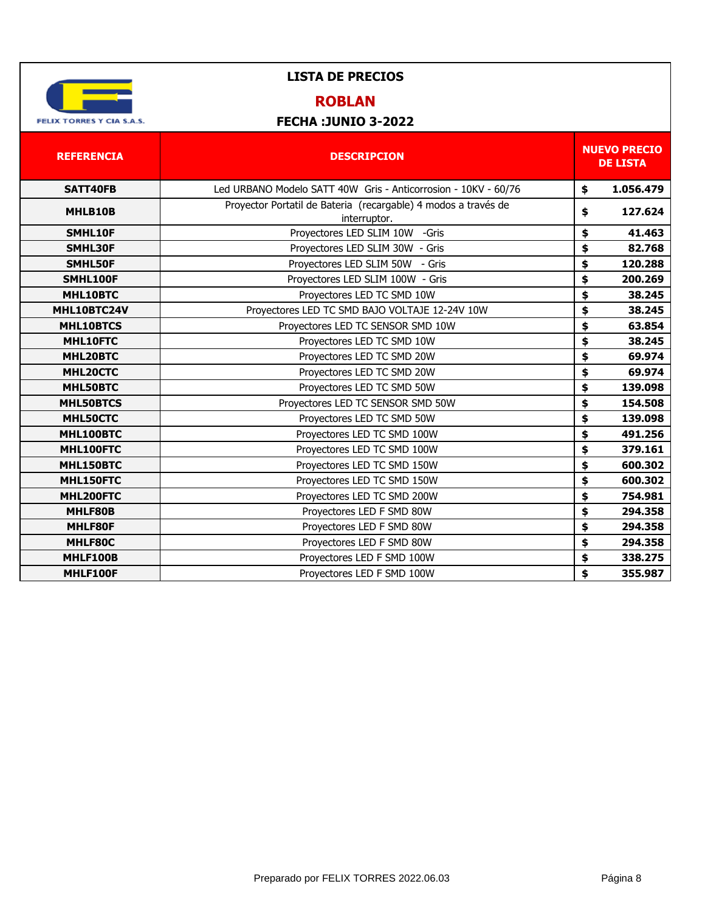FELIX TORRES Y CIA S.A.S.

# LISTA DE PRECIOS

## ROBLAN

### FECHA :JUNIO 3-2022

| REFERENCIA | DESCRIPCION | NUEVO PRECIO DE LISTA |
|---|---|---|
| SATT40FB | Led URBANO Modelo SATT 40W Gris - Anticorrosion - 10KV - 60/76 | $ 1.056.479 |
| MHLB10B | Proyector Portatil de Bateria (recargable) 4 modos a través de interruptor. | $ 127.624 |
| SMHL10F | Proyectores LED SLIM 10W -Gris | $ 41.463 |
| SMHL30F | Proyectores LED SLIM 30W - Gris | $ 82.768 |
| SMHL50F | Proyectores LED SLIM 50W - Gris | $ 120.288 |
| SMHL100F | Proyectores LED SLIM 100W - Gris | $ 200.269 |
| MHL10BTC | Proyectores LED TC SMD 10W | $ 38.245 |
| MHL10BTC24V | Proyectores LED TC SMD BAJO VOLTAJE 12-24V 10W | $ 38.245 |
| MHL10BTCS | Proyectores LED TC SENSOR SMD 10W | $ 63.854 |
| MHL10FTC | Proyectores LED TC SMD 10W | $ 38.245 |
| MHL20BTC | Proyectores LED TC SMD 20W | $ 69.974 |
| MHL20CTC | Proyectores LED TC SMD 20W | $ 69.974 |
| MHL50BTC | Proyectores LED TC SMD 50W | $ 139.098 |
| MHL50BTCS | Proyectores LED TC SENSOR SMD 50W | $ 154.508 |
| MHL50CTC | Proyectores LED TC SMD 50W | $ 139.098 |
| MHL100BTC | Proyectores LED TC SMD 100W | $ 491.256 |
| MHL100FTC | Proyectores LED TC SMD 100W | $ 379.161 |
| MHL150BTC | Proyectores LED TC SMD 150W | $ 600.302 |
| MHL150FTC | Proyectores LED TC SMD 150W | $ 600.302 |
| MHL200FTC | Proyectores LED TC SMD 200W | $ 754.981 |
| MHLF80B | Proyectores LED F SMD 80W | $ 294.358 |
| MHLF80F | Proyectores LED F SMD 80W | $ 294.358 |
| MHLF80C | Proyectores LED F SMD 80W | $ 294.358 |
| MHLF100B | Proyectores LED F SMD 100W | $ 338.275 |
| MHLF100F | Proyectores LED F SMD 100W | $ 355.987 |

Preparado por FELIX TORRES 2022.06.03